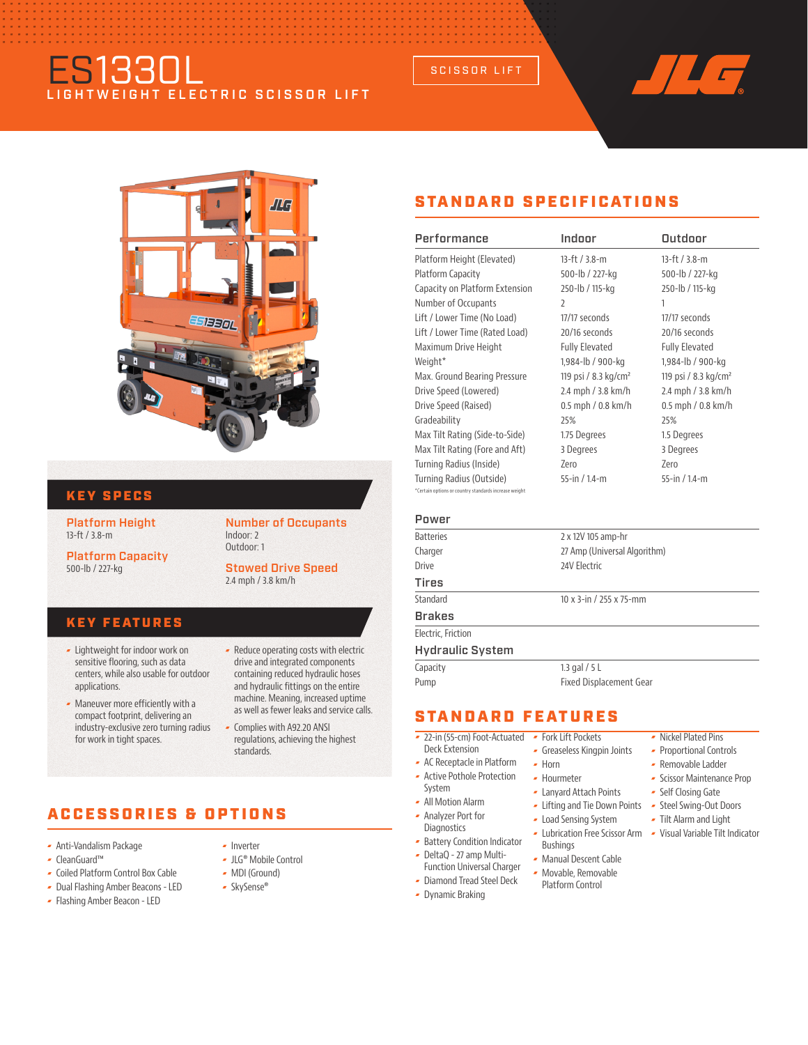# ES1330L

LIGHTWEIGHT ELECTRIC SCISSOR LIFT

SCISSOR LIFT

JLG

## KEY SPECS

**Platform Height**
13-ft / 3.8-m

**Platform Capacity**
500-lb / 227-kg

**Number of Occupants**
Indoor: 2
Outdoor: 1

**Stowed Drive Speed**
2.4 mph / 3.8 km/h

## KEY FEATURES

- Lightweight for indoor work on sensitive flooring, such as data centers, while also usable for outdoor applications.
- Maneuver more efficiently with a compact footprint, delivering an industry-exclusive zero turning radius for work in tight spaces.
- Reduce operating costs with electric drive and integrated components containing reduced hydraulic hoses and hydraulic fittings on the entire machine. Meaning, increased uptime as well as fewer leaks and service calls.
- Complies with A92.20 ANSI regulations, achieving the highest standards.

## ACCESSORIES & OPTIONS

- Anti-Vandalism Package
- CleanGuard™
- Coiled Platform Control Box Cable
- Dual Flashing Amber Beacons - LED
- Flashing Amber Beacon - LED
- Inverter
- JLG® Mobile Control
- MDI (Ground)
- SkySense®

## STANDARD SPECIFICATIONS

| Performance | Indoor | Outdoor |
|---|---|---|
| Platform Height (Elevated) | 13-ft / 3.8-m | 13-ft / 3.8-m |
| Platform Capacity | 500-lb / 227-kg | 500-lb / 227-kg |
| Capacity on Platform Extension | 250-lb / 115-kg | 250-lb / 115-kg |
| Number of Occupants | 2 | 1 |
| Lift / Lower Time (No Load) | 17/17 seconds | 17/17 seconds |
| Lift / Lower Time (Rated Load) | 20/16 seconds | 20/16 seconds |
| Maximum Drive Height | Fully Elevated | Fully Elevated |
| Weight* | 1,984-lb / 900-kg | 1,984-lb / 900-kg |
| Max. Ground Bearing Pressure | 119 psi / 8.3 kg/cm² | 119 psi / 8.3 kg/cm² |
| Drive Speed (Lowered) | 2.4 mph / 3.8 km/h | 2.4 mph / 3.8 km/h |
| Drive Speed (Raised) | 0.5 mph / 0.8 km/h | 0.5 mph / 0.8 km/h |
| Gradeability | 25% | 25% |
| Max Tilt Rating (Side-to-Side) | 1.75 Degrees | 1.5 Degrees |
| Max Tilt Rating (Fore and Aft) | 3 Degrees | 3 Degrees |
| Turning Radius (Inside) | Zero | Zero |
| Turning Radius (Outside) | 55-in / 1.4-m | 55-in / 1.4-m |

*Certain options or country standards increase weight

| Power | |
|---|---|
| Batteries | 2 x 12V 105 amp-hr |
| Charger | 27 Amp (Universal Algorithm) |
| Drive | 24V Electric |

| Tires | |
|---|---|
| Standard | 10 x 3-in / 255 x 75-mm |

**Brakes**

Electric, Friction

| Hydraulic System | |
|---|---|
| Capacity | 1.3 gal / 5 L |
| Pump | Fixed Displacement Gear |

## STANDARD FEATURES

- 22-in (55-cm) Foot-Actuated Deck Extension
- AC Receptacle in Platform
- Active Pothole Protection System
- All Motion Alarm
- Analyzer Port for Diagnostics
- Battery Condition Indicator
- DeltaQ - 27 amp Multi-Function Universal Charger
- Diamond Tread Steel Deck
- Dynamic Braking
- Fork Lift Pockets
- Greaseless Kingpin Joints
- Horn
- Hourmeter
- Lanyard Attach Points
- Lifting and Tie Down Points
- Load Sensing System
- Lubrication Free Scissor Arm Bushings
- Manual Descent Cable
- Movable, Removable Platform Control
- Nickel Plated Pins
- Proportional Controls
- Removable Ladder
- Scissor Maintenance Prop
- Self Closing Gate
- Steel Swing-Out Doors
- Tilt Alarm and Light
- Visual Variable Tilt Indicator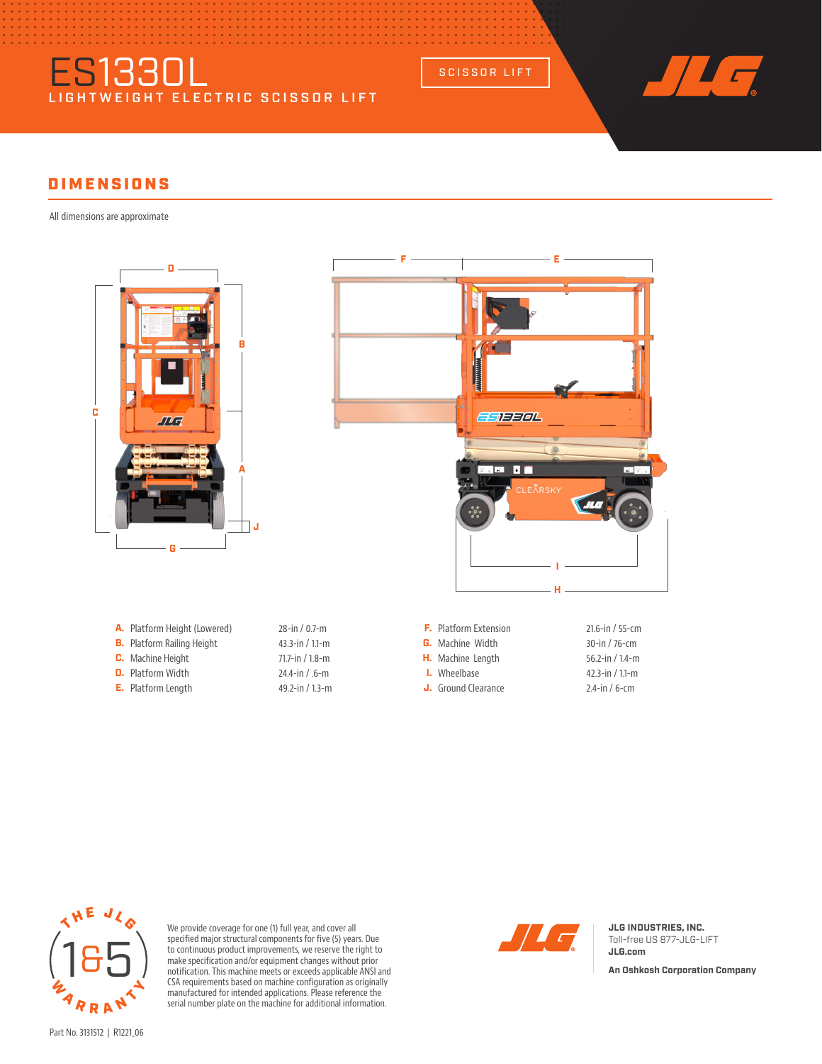# ES1330L

LIGHTWEIGHT ELECTRIC SCISSOR LIFT

SCISSOR LIFT

## DIMENSIONS

All dimensions are approximate

| | | | | | |
|---|---|---|---|---|---|
| A. | Platform Height (Lowered) | 28-in / 0.7-m | F. | Platform Extension | 21.6-in / 55-cm |
| B. | Platform Railing Height | 43.3-in / 1.1-m | G. | Machine Width | 30-in / 76-cm |
| C. | Machine Height | 71.7-in / 1.8-m | H. | Machine Length | 56.2-in / 1.4-m |
| D. | Platform Width | 24.4-in / .6-m | I. | Wheelbase | 42.3-in / 1.1-m |
| E. | Platform Length | 49.2-in / 1.3-m | J. | Ground Clearance | 2.4-in / 6-cm |

THE JLG 1&5 WARRANTY

We provide coverage for one (1) full year, and cover all specified major structural components for five (5) years. Due to continuous product improvements, we reserve the right to make specification and/or equipment changes without prior notification. This machine meets or exceeds applicable ANSI and CSA requirements based on machine configuration as originally manufactured for intended applications. Please reference the serial number plate on the machine for additional information.

**JLG INDUSTRIES, INC.**
Toll-free US 877-JLG-LIFT
**JLG.com**

**An Oshkosh Corporation Company**

Part No. 3131512 | R1221_06